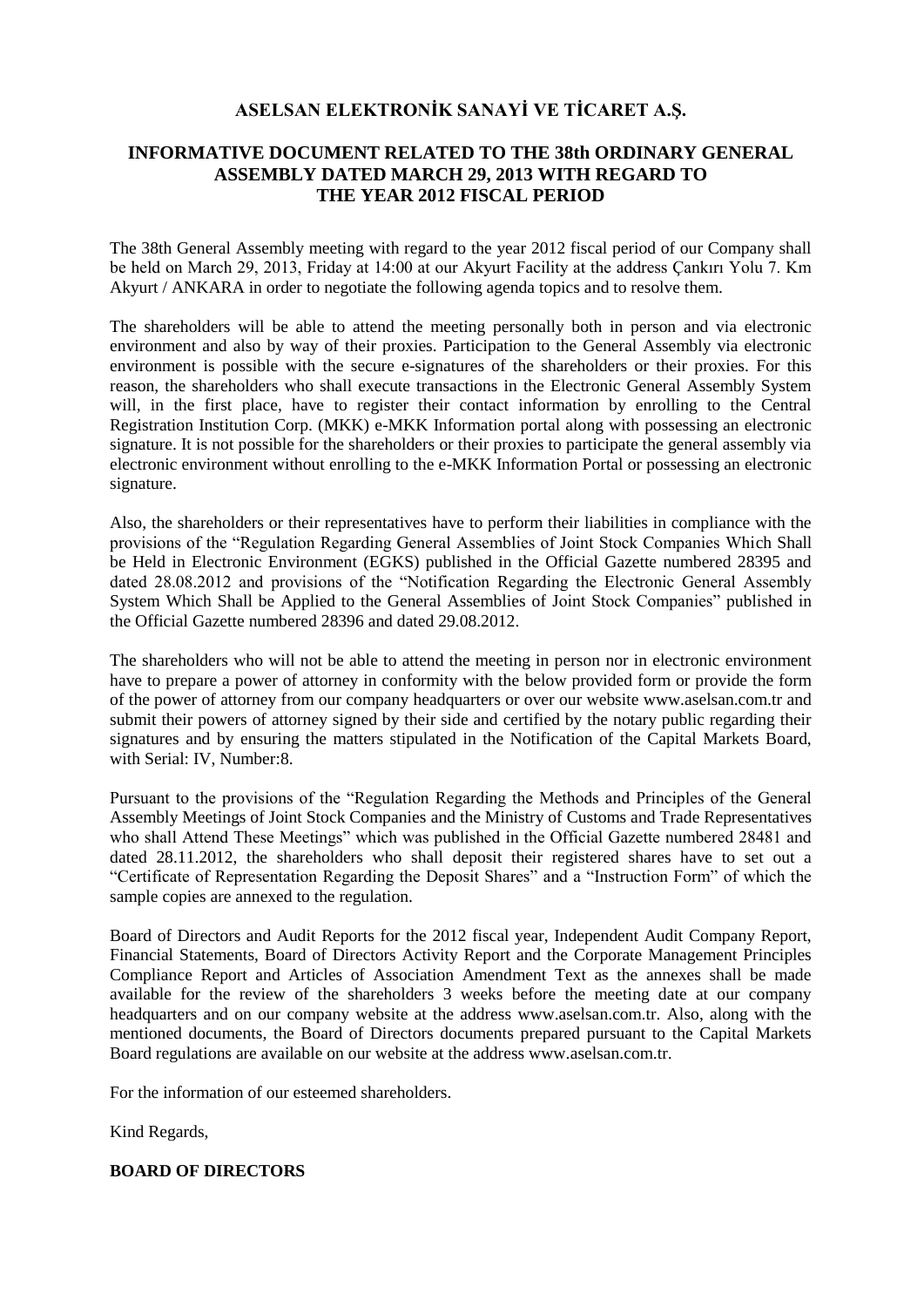# ASELSAN ELEKTRONİK SANAYİ VE TİCARET A.Ş.

## INFORMATIVE DOCUMENT RELATED TO THE 38th ORDINARY GENERAL ASSEMBLY DATED MARCH 29, 2013 WITH REGARD TO THE YEAR 2012 FISCAL PERIOD

The 38th General Assembly meeting with regard to the year 2012 fiscal period of our Company shall be held on March 29, 2013, Friday at 14:00 at our Akyurt Facility at the address Çankırı Yolu 7. Km Akyurt / ANKARA in order to negotiate the following agenda topics and to resolve them.

The shareholders will be able to attend the meeting personally both in person and via electronic environment and also by way of their proxies. Participation to the General Assembly via electronic environment is possible with the secure e-signatures of the shareholders or their proxies. For this reason, the shareholders who shall execute transactions in the Electronic General Assembly System will, in the first place, have to register their contact information by enrolling to the Central Registration Institution Corp. (MKK) e-MKK Information portal along with possessing an electronic signature. It is not possible for the shareholders or their proxies to participate the general assembly via electronic environment without enrolling to the e-MKK Information Portal or possessing an electronic signature.

Also, the shareholders or their representatives have to perform their liabilities in compliance with the provisions of the "Regulation Regarding General Assemblies of Joint Stock Companies Which Shall be Held in Electronic Environment (EGKS) published in the Official Gazette numbered 28395 and dated 28.08.2012 and provisions of the "Notification Regarding the Electronic General Assembly System Which Shall be Applied to the General Assemblies of Joint Stock Companies" published in the Official Gazette numbered 28396 and dated 29.08.2012.

The shareholders who will not be able to attend the meeting in person nor in electronic environment have to prepare a power of attorney in conformity with the below provided form or provide the form of the power of attorney from our company headquarters or over our website www.aselsan.com.tr and submit their powers of attorney signed by their side and certified by the notary public regarding their signatures and by ensuring the matters stipulated in the Notification of the Capital Markets Board, with Serial: IV, Number:8.

Pursuant to the provisions of the "Regulation Regarding the Methods and Principles of the General Assembly Meetings of Joint Stock Companies and the Ministry of Customs and Trade Representatives who shall Attend These Meetings" which was published in the Official Gazette numbered 28481 and dated 28.11.2012, the shareholders who shall deposit their registered shares have to set out a "Certificate of Representation Regarding the Deposit Shares" and a "Instruction Form" of which the sample copies are annexed to the regulation.

Board of Directors and Audit Reports for the 2012 fiscal year, Independent Audit Company Report, Financial Statements, Board of Directors Activity Report and the Corporate Management Principles Compliance Report and Articles of Association Amendment Text as the annexes shall be made available for the review of the shareholders 3 weeks before the meeting date at our company headquarters and on our company website at the address www.aselsan.com.tr. Also, along with the mentioned documents, the Board of Directors documents prepared pursuant to the Capital Markets Board regulations are available on our website at the address www.aselsan.com.tr.

For the information of our esteemed shareholders.

Kind Regards,

**BOARD OF DIRECTORS**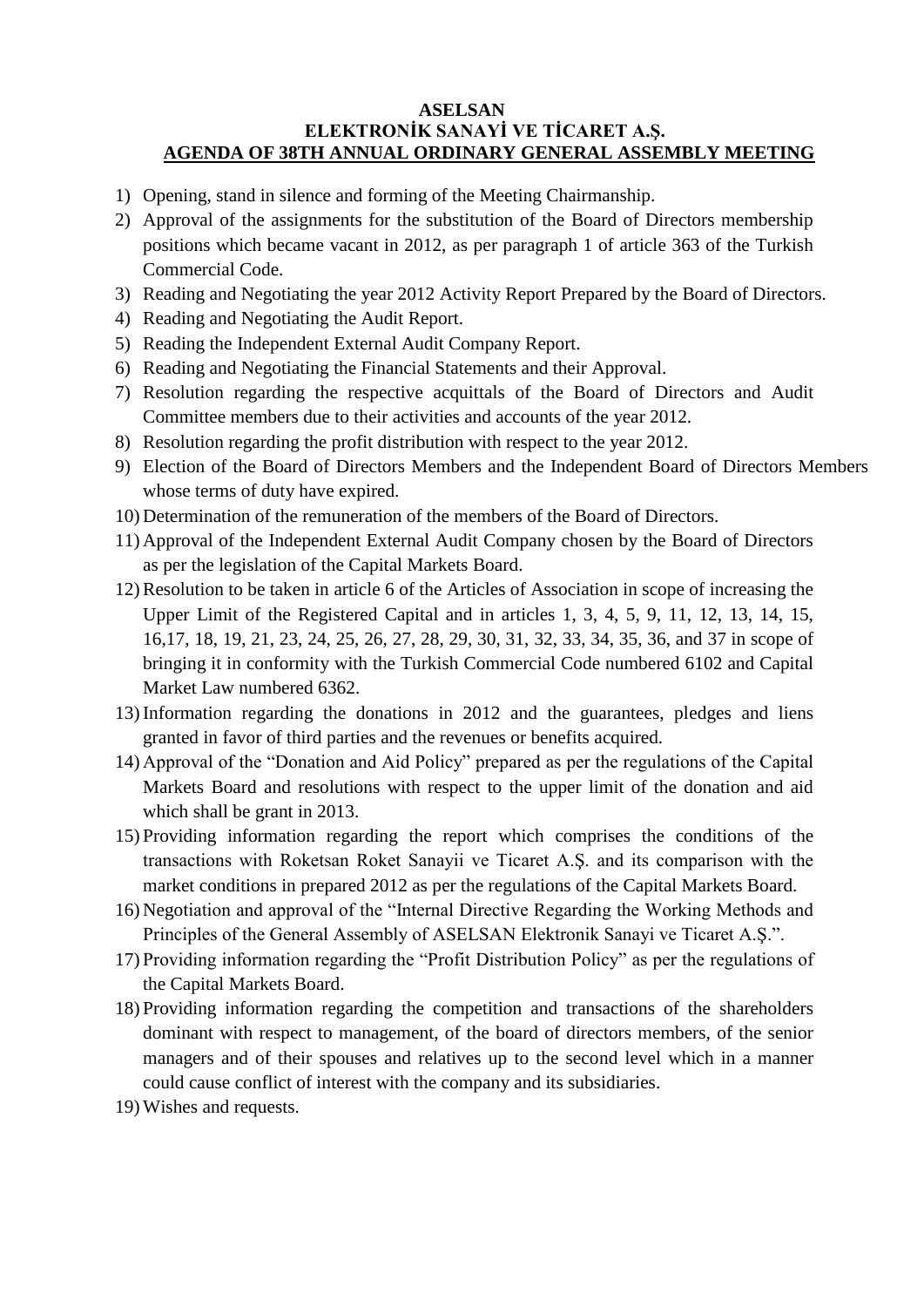**ASELSAN**
**ELEKTRONİK SANAYİ VE TİCARET A.Ş.**
**AGENDA OF 38TH ANNUAL ORDINARY GENERAL ASSEMBLY MEETING**

1) Opening, stand in silence and forming of the Meeting Chairmanship.
2) Approval of the assignments for the substitution of the Board of Directors membership positions which became vacant in 2012, as per paragraph 1 of article 363 of the Turkish Commercial Code.
3) Reading and Negotiating the year 2012 Activity Report Prepared by the Board of Directors.
4) Reading and Negotiating the Audit Report.
5) Reading the Independent External Audit Company Report.
6) Reading and Negotiating the Financial Statements and their Approval.
7) Resolution regarding the respective acquittals of the Board of Directors and Audit Committee members due to their activities and accounts of the year 2012.
8) Resolution regarding the profit distribution with respect to the year 2012.
9) Election of the Board of Directors Members and the Independent Board of Directors Members whose terms of duty have expired.
10) Determination of the remuneration of the members of the Board of Directors.
11) Approval of the Independent External Audit Company chosen by the Board of Directors as per the legislation of the Capital Markets Board.
12) Resolution to be taken in article 6 of the Articles of Association in scope of increasing the Upper Limit of the Registered Capital and in articles 1, 3, 4, 5, 9, 11, 12, 13, 14, 15, 16,17, 18, 19, 21, 23, 24, 25, 26, 27, 28, 29, 30, 31, 32, 33, 34, 35, 36, and 37 in scope of bringing it in conformity with the Turkish Commercial Code numbered 6102 and Capital Market Law numbered 6362.
13) Information regarding the donations in 2012 and the guarantees, pledges and liens granted in favor of third parties and the revenues or benefits acquired.
14) Approval of the "Donation and Aid Policy" prepared as per the regulations of the Capital Markets Board and resolutions with respect to the upper limit of the donation and aid which shall be grant in 2013.
15) Providing information regarding the report which comprises the conditions of the transactions with Roketsan Roket Sanayii ve Ticaret A.Ş. and its comparison with the market conditions in prepared 2012 as per the regulations of the Capital Markets Board.
16) Negotiation and approval of the "Internal Directive Regarding the Working Methods and Principles of the General Assembly of ASELSAN Elektronik Sanayi ve Ticaret A.Ş.".
17) Providing information regarding the "Profit Distribution Policy" as per the regulations of the Capital Markets Board.
18) Providing information regarding the competition and transactions of the shareholders dominant with respect to management, of the board of directors members, of the senior managers and of their spouses and relatives up to the second level which in a manner could cause conflict of interest with the company and its subsidiaries.
19) Wishes and requests.